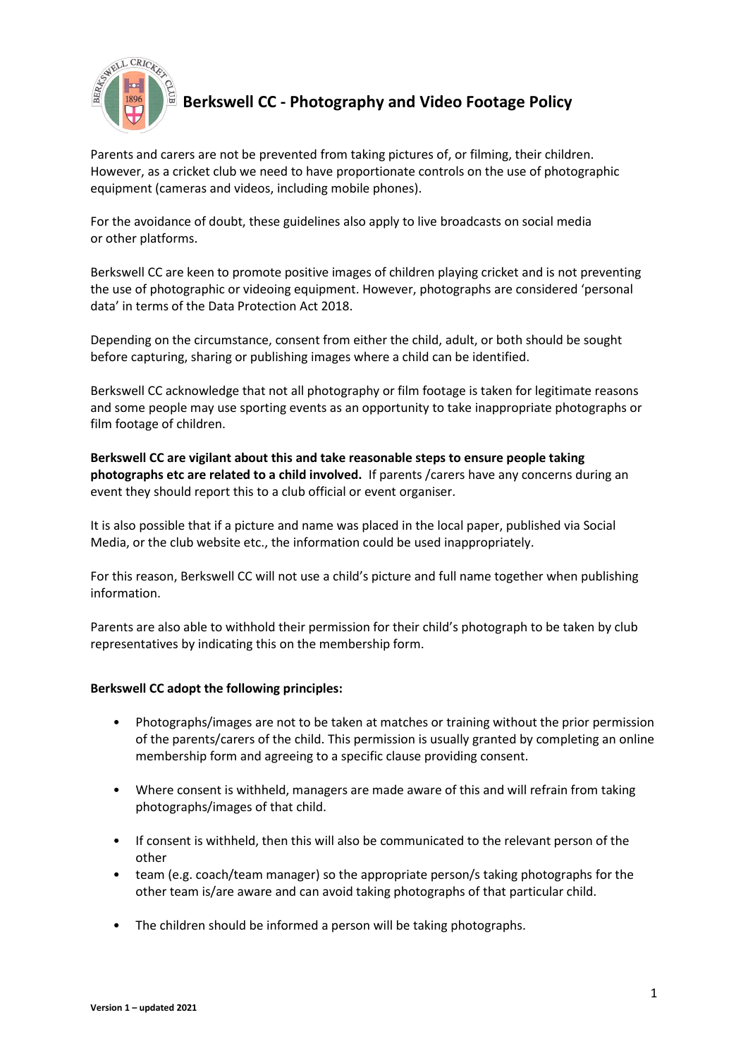# Berkswell CC - Photography and Video Footage Policy

Parents and carers are not be prevented from taking pictures of, or filming, their children. However, as a cricket club we need to have proportionate controls on the use of photographic equipment (cameras and videos, including mobile phones).

For the avoidance of doubt, these guidelines also apply to live broadcasts on social media or other platforms.

Berkswell CC are keen to promote positive images of children playing cricket and is not preventing the use of photographic or videoing equipment. However, photographs are considered 'personal data' in terms of the Data Protection Act 2018.

Depending on the circumstance, consent from either the child, adult, or both should be sought before capturing, sharing or publishing images where a child can be identified.

Berkswell CC acknowledge that not all photography or film footage is taken for legitimate reasons and some people may use sporting events as an opportunity to take inappropriate photographs or film footage of children.

**Berkswell CC are vigilant about this and take reasonable steps to ensure people taking photographs etc are related to a child involved.** If parents /carers have any concerns during an event they should report this to a club official or event organiser.

It is also possible that if a picture and name was placed in the local paper, published via Social Media, or the club website etc., the information could be used inappropriately.

For this reason, Berkswell CC will not use a child's picture and full name together when publishing information.

Parents are also able to withhold their permission for their child's photograph to be taken by club representatives by indicating this on the membership form.

**Berkswell CC adopt the following principles:**

- Photographs/images are not to be taken at matches or training without the prior permission of the parents/carers of the child. This permission is usually granted by completing an online membership form and agreeing to a specific clause providing consent.

- Where consent is withheld, managers are made aware of this and will refrain from taking photographs/images of that child.

- If consent is withheld, then this will also be communicated to the relevant person of the other
- team (e.g. coach/team manager) so the appropriate person/s taking photographs for the other team is/are aware and can avoid taking photographs of that particular child.

- The children should be informed a person will be taking photographs.

**Version 1 – updated 2021**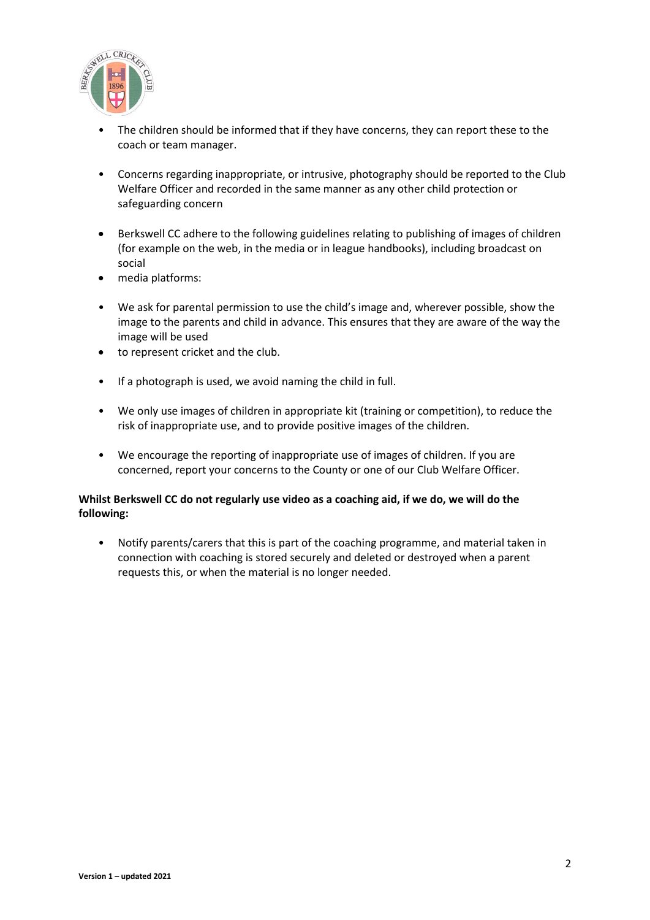- The children should be informed that if they have concerns, they can report these to the coach or team manager.
- Concerns regarding inappropriate, or intrusive, photography should be reported to the Club Welfare Officer and recorded in the same manner as any other child protection or safeguarding concern
- Berkswell CC adhere to the following guidelines relating to publishing of images of children (for example on the web, in the media or in league handbooks), including broadcast on social
- media platforms:
- We ask for parental permission to use the child's image and, wherever possible, show the image to the parents and child in advance. This ensures that they are aware of the way the image will be used
- to represent cricket and the club.
- If a photograph is used, we avoid naming the child in full.
- We only use images of children in appropriate kit (training or competition), to reduce the risk of inappropriate use, and to provide positive images of the children.
- We encourage the reporting of inappropriate use of images of children. If you are concerned, report your concerns to the County or one of our Club Welfare Officer.

**Whilst Berkswell CC do not regularly use video as a coaching aid, if we do, we will do the following:**

- Notify parents/carers that this is part of the coaching programme, and material taken in connection with coaching is stored securely and deleted or destroyed when a parent requests this, or when the material is no longer needed.